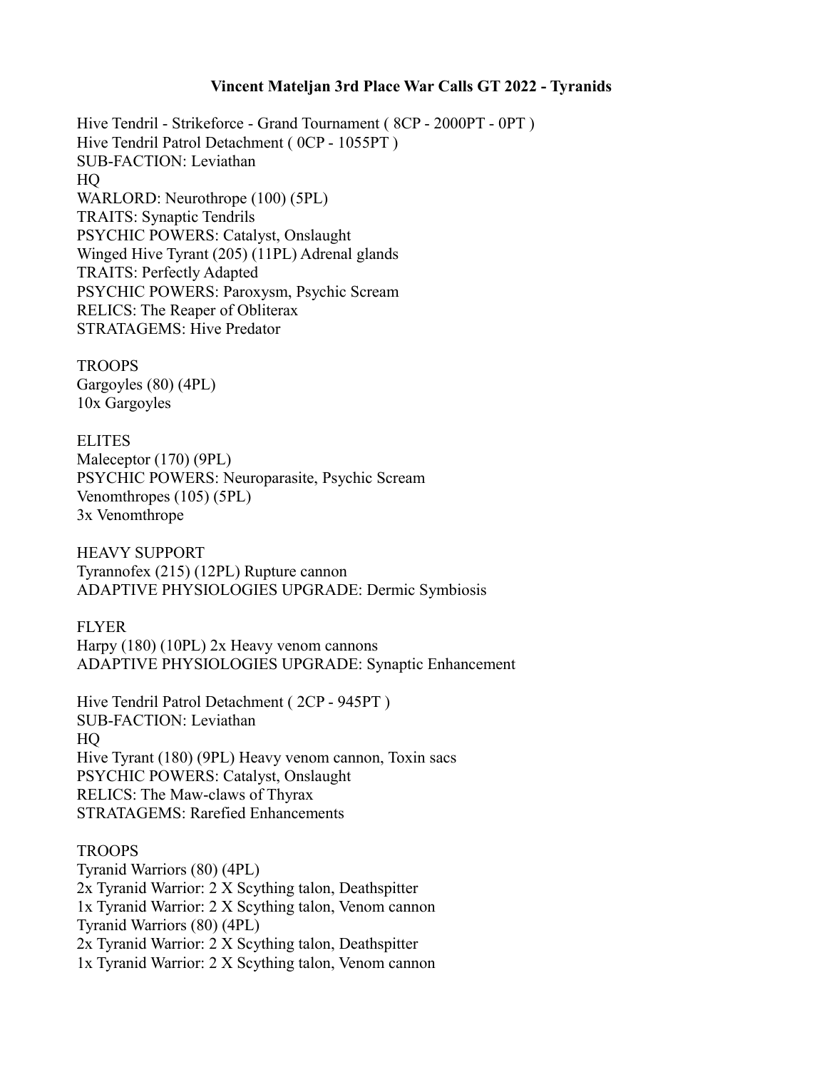**Vincent Mateljan 3rd Place War Calls GT 2022 - Tyranids**

Hive Tendril - Strikeforce - Grand Tournament ( 8CP - 2000PT - 0PT )
Hive Tendril Patrol Detachment ( 0CP - 1055PT )
SUB-FACTION: Leviathan
HQ
WARLORD: Neurothrope (100) (5PL)
TRAITS: Synaptic Tendrils
PSYCHIC POWERS: Catalyst, Onslaught
Winged Hive Tyrant (205) (11PL) Adrenal glands
TRAITS: Perfectly Adapted
PSYCHIC POWERS: Paroxysm, Psychic Scream
RELICS: The Reaper of Obliterax
STRATAGEMS: Hive Predator

TROOPS
Gargoyles (80) (4PL)
10x Gargoyles

ELITES
Maleceptor (170) (9PL)
PSYCHIC POWERS: Neuroparasite, Psychic Scream
Venomthropes (105) (5PL)
3x Venomthrope

HEAVY SUPPORT
Tyrannofex (215) (12PL) Rupture cannon
ADAPTIVE PHYSIOLOGIES UPGRADE: Dermic Symbiosis

FLYER
Harpy (180) (10PL) 2x Heavy venom cannons
ADAPTIVE PHYSIOLOGIES UPGRADE: Synaptic Enhancement

Hive Tendril Patrol Detachment ( 2CP - 945PT )
SUB-FACTION: Leviathan
HQ
Hive Tyrant (180) (9PL) Heavy venom cannon, Toxin sacs
PSYCHIC POWERS: Catalyst, Onslaught
RELICS: The Maw-claws of Thyrax
STRATAGEMS: Rarefied Enhancements

TROOPS
Tyranid Warriors (80) (4PL)
2x Tyranid Warrior: 2 X Scything talon, Deathspitter
1x Tyranid Warrior: 2 X Scything talon, Venom cannon
Tyranid Warriors (80) (4PL)
2x Tyranid Warrior: 2 X Scything talon, Deathspitter
1x Tyranid Warrior: 2 X Scything talon, Venom cannon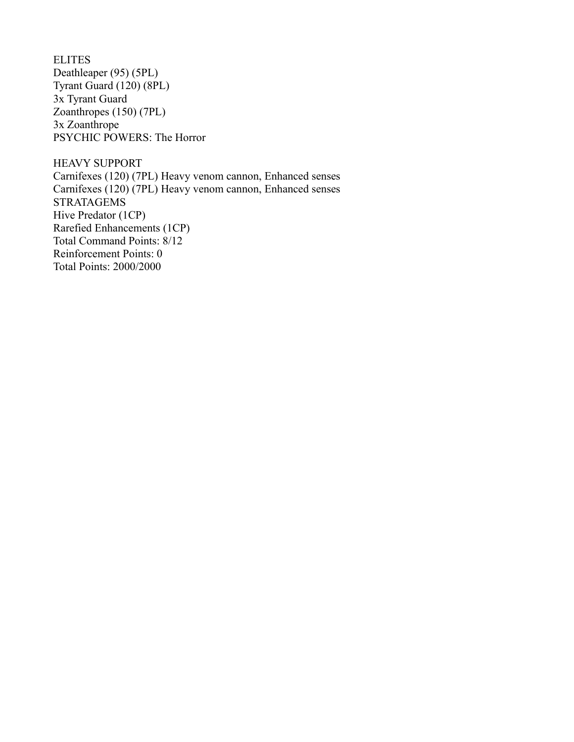ELITES
Deathleaper (95) (5PL)
Tyrant Guard (120) (8PL)
3x Tyrant Guard
Zoanthropes (150) (7PL)
3x Zoanthrope
PSYCHIC POWERS: The Horror

HEAVY SUPPORT
Carnifexes (120) (7PL) Heavy venom cannon, Enhanced senses
Carnifexes (120) (7PL) Heavy venom cannon, Enhanced senses
STRATAGEMS
Hive Predator (1CP)
Rarefied Enhancements (1CP)
Total Command Points: 8/12
Reinforcement Points: 0
Total Points: 2000/2000